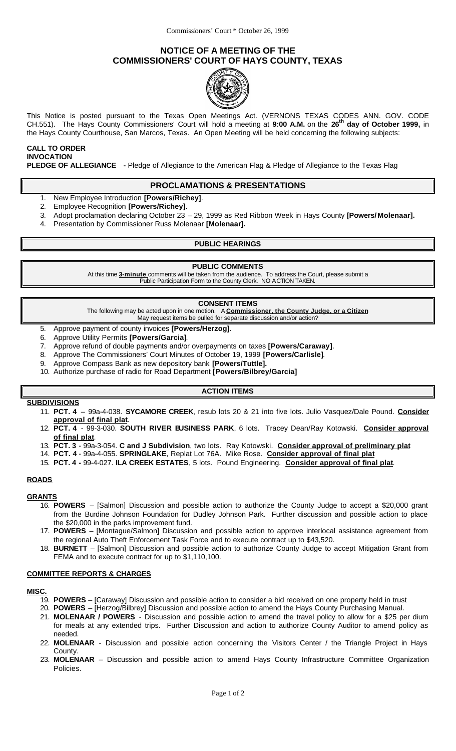# NOTICE OF A MEETING OF THE COMMISSIONERS' COURT OF HAYS COUNTY, TEXAS

This Notice is posted pursuant to the Texas Open Meetings Act. (VERNONS TEXAS CODES ANN. GOV. CODE CH.551). The Hays County Commissioners' Court will hold a meeting at **9:00 A.M.** on the **26th day of October 1999,** in the Hays County Courthouse, San Marcos, Texas. An Open Meeting will be held concerning the following subjects:

**CALL TO ORDER**
**INVOCATION**
**PLEDGE OF ALLEGIANCE -** Pledge of Allegiance to the American Flag & Pledge of Allegiance to the Texas Flag

## PROCLAMATIONS & PRESENTATIONS

1. New Employee Introduction **[Powers/Richey]**.
2. Employee Recognition **[Powers/Richey]**.
3. Adopt proclamation declaring October 23 – 29, 1999 as Red Ribbon Week in Hays County **[Powers/Molenaar].**
4. Presentation by Commissioner Russ Molenaar **[Molenaar].**

## PUBLIC HEARINGS

## PUBLIC COMMENTS

At this time **3-minute** comments will be taken from the audience. To address the Court, please submit a Public Participation Form to the County Clerk. NO ACTION TAKEN.

## CONSENT ITEMS

The following may be acted upon in one motion. A **Commissioner, the County Judge, or a Citizen** May request items be pulled for separate discussion and/or action?

5. Approve payment of county invoices **[Powers/Herzog]**.
6. Approve Utility Permits **[Powers/Garcia]**.
7. Approve refund of double payments and/or overpayments on taxes **[Powers/Caraway]**.
8. Approve The Commissioners' Court Minutes of October 19, 1999 **[Powers/Carlisle]**.
9. Approve Compass Bank as new depository bank **[Powers/Tuttle].**
10. Authorize purchase of radio for Road Department **[Powers/Bilbrey/Garcia]**

## ACTION ITEMS

**SUBDIVISIONS**

11. **PCT. 4** – 99a-4-038. **SYCAMORE CREEK**, resub lots 20 & 21 into five lots. Julio Vasquez/Dale Pound. **Consider approval of final plat**.
12. **PCT. 4** - 99-3-030. **SOUTH RIVER BUSINESS PARK**, 6 lots. Tracey Dean/Ray Kotowski. **Consider approval of final plat**.
13. **PCT. 3** - 99a-3-054. **C and J Subdivision**, two lots. Ray Kotowski. **Consider approval of preliminary plat**
14. **PCT. 4** - 99a-4-055. **SPRINGLAKE**, Replat Lot 76A. Mike Rose. **Consider approval of final plat**
15. **PCT. 4 -** 99-4-027. **ILA CREEK ESTATES**, 5 lots. Pound Engineering. **Consider approval of final plat**.

**ROADS**

**GRANTS**

16. **POWERS** – [Salmon] Discussion and possible action to authorize the County Judge to accept a $20,000 grant from the Burdine Johnson Foundation for Dudley Johnson Park. Further discussion and possible action to place the $20,000 in the parks improvement fund.
17. **POWERS** – [Montague/Salmon] Discussion and possible action to approve interlocal assistance agreement from the regional Auto Theft Enforcement Task Force and to execute contract up to $43,520.
18. **BURNETT** – [Salmon] Discussion and possible action to authorize County Judge to accept Mitigation Grant from FEMA and to execute contract for up to $1,110,100.

**COMMITTEE REPORTS & CHARGES**

**MISC.**

19. **POWERS** – [Caraway] Discussion and possible action to consider a bid received on one property held in trust
20. **POWERS** – [Herzog/Bilbrey] Discussion and possible action to amend the Hays County Purchasing Manual.
21. **MOLENAAR / POWERS** - Discussion and possible action to amend the travel policy to allow for a $25 per dium for meals at any extended trips. Further Discussion and action to authorize County Auditor to amend policy as needed.
22. **MOLENAAR** - Discussion and possible action concerning the Visitors Center / the Triangle Project in Hays County.
23. **MOLENAAR** – Discussion and possible action to amend Hays County Infrastructure Committee Organization Policies.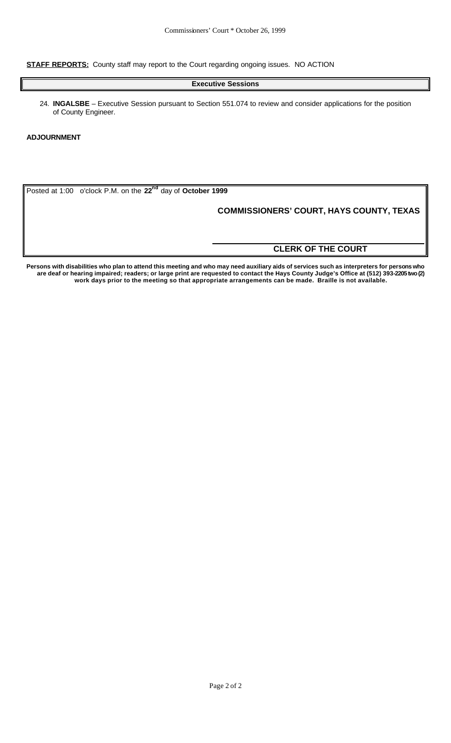**STAFF REPORTS:** County staff may report to the Court regarding ongoing issues. NO ACTION

## Executive Sessions

24. **INGALSBE** – Executive Session pursuant to Section 551.074 to review and consider applications for the position of County Engineer.

**ADJOURNMENT**

Posted at 1:00 o'clock P.M. on the **22nd** day of **October 1999**

**COMMISSIONERS' COURT, HAYS COUNTY, TEXAS**

**CLERK OF THE COURT**

**Persons with disabilities who plan to attend this meeting and who may need auxiliary aids of services such as interpreters for persons who are deaf or hearing impaired; readers; or large print are requested to contact the Hays County Judge's Office at (512) 393-2205 two (2) work days prior to the meeting so that appropriate arrangements can be made. Braille is not available.**